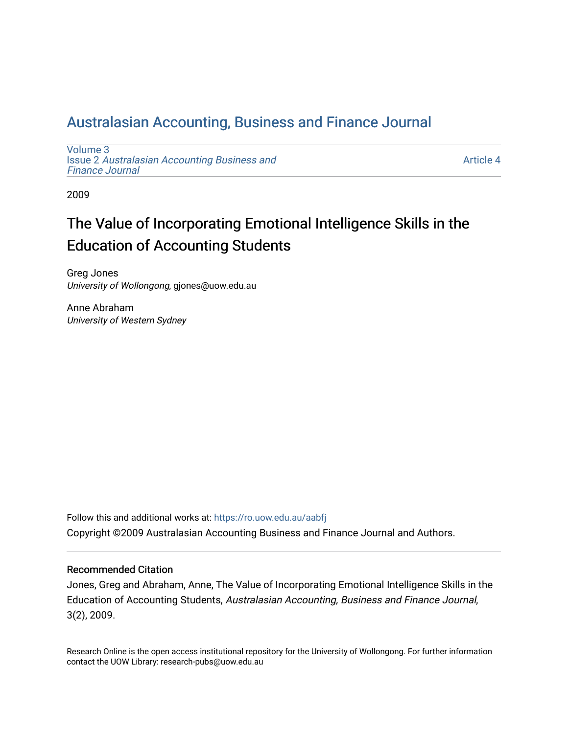# Australasian Accounting, Business and Finance Journal

Volume 3
Issue 2 *Australasian Accounting Business and Finance Journal*

Article 4

2009

## The Value of Incorporating Emotional Intelligence Skills in the Education of Accounting Students

Greg Jones
*University of Wollongong*, gjones@uow.edu.au

Anne Abraham
*University of Western Sydney*

Follow this and additional works at: https://ro.uow.edu.au/aabfj

Copyright ©2009 Australasian Accounting Business and Finance Journal and Authors.

### Recommended Citation

Jones, Greg and Abraham, Anne, The Value of Incorporating Emotional Intelligence Skills in the Education of Accounting Students, *Australasian Accounting, Business and Finance Journal*, 3(2), 2009.

Research Online is the open access institutional repository for the University of Wollongong. For further information contact the UOW Library: research-pubs@uow.edu.au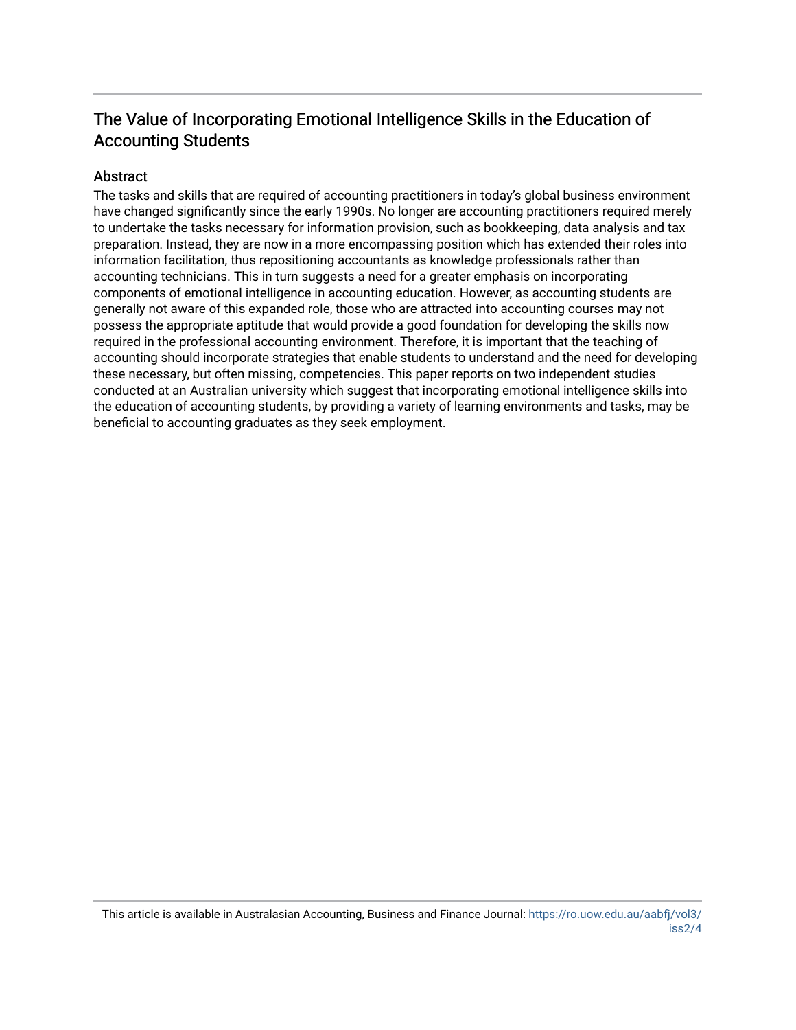# The Value of Incorporating Emotional Intelligence Skills in the Education of Accounting Students

## Abstract

The tasks and skills that are required of accounting practitioners in today's global business environment have changed significantly since the early 1990s. No longer are accounting practitioners required merely to undertake the tasks necessary for information provision, such as bookkeeping, data analysis and tax preparation. Instead, they are now in a more encompassing position which has extended their roles into information facilitation, thus repositioning accountants as knowledge professionals rather than accounting technicians. This in turn suggests a need for a greater emphasis on incorporating components of emotional intelligence in accounting education. However, as accounting students are generally not aware of this expanded role, those who are attracted into accounting courses may not possess the appropriate aptitude that would provide a good foundation for developing the skills now required in the professional accounting environment. Therefore, it is important that the teaching of accounting should incorporate strategies that enable students to understand and the need for developing these necessary, but often missing, competencies. This paper reports on two independent studies conducted at an Australian university which suggest that incorporating emotional intelligence skills into the education of accounting students, by providing a variety of learning environments and tasks, may be beneficial to accounting graduates as they seek employment.

This article is available in Australasian Accounting, Business and Finance Journal: https://ro.uow.edu.au/aabfj/vol3/iss2/4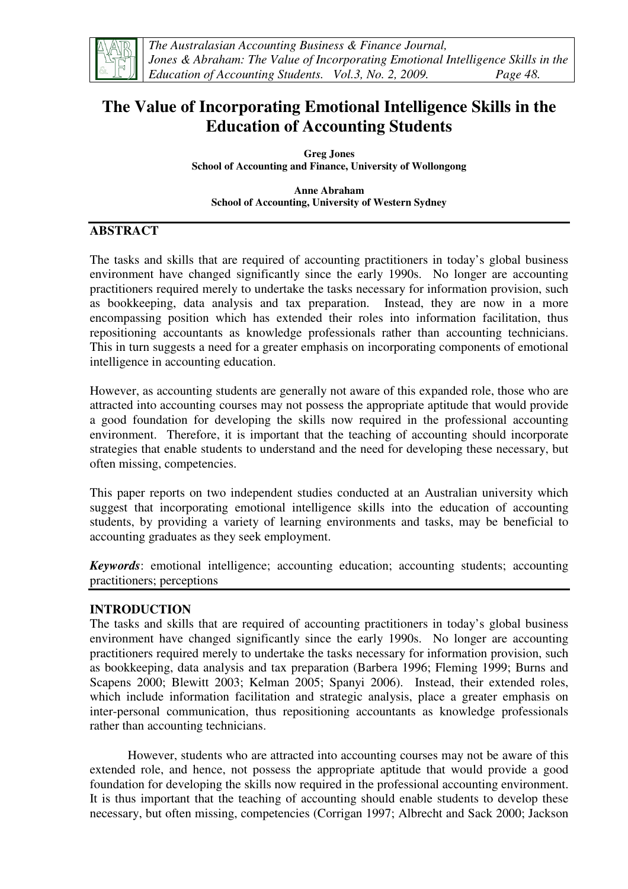# The Value of Incorporating Emotional Intelligence Skills in the Education of Accounting Students

**Greg Jones**
**School of Accounting and Finance, University of Wollongong**

**Anne Abraham**
**School of Accounting, University of Western Sydney**

## ABSTRACT

The tasks and skills that are required of accounting practitioners in today's global business environment have changed significantly since the early 1990s. No longer are accounting practitioners required merely to undertake the tasks necessary for information provision, such as bookkeeping, data analysis and tax preparation. Instead, they are now in a more encompassing position which has extended their roles into information facilitation, thus repositioning accountants as knowledge professionals rather than accounting technicians. This in turn suggests a need for a greater emphasis on incorporating components of emotional intelligence in accounting education.

However, as accounting students are generally not aware of this expanded role, those who are attracted into accounting courses may not possess the appropriate aptitude that would provide a good foundation for developing the skills now required in the professional accounting environment. Therefore, it is important that the teaching of accounting should incorporate strategies that enable students to understand and the need for developing these necessary, but often missing, competencies.

This paper reports on two independent studies conducted at an Australian university which suggest that incorporating emotional intelligence skills into the education of accounting students, by providing a variety of learning environments and tasks, may be beneficial to accounting graduates as they seek employment.

***Keywords***: emotional intelligence; accounting education; accounting students; accounting practitioners; perceptions

## INTRODUCTION

The tasks and skills that are required of accounting practitioners in today's global business environment have changed significantly since the early 1990s. No longer are accounting practitioners required merely to undertake the tasks necessary for information provision, such as bookkeeping, data analysis and tax preparation (Barbera 1996; Fleming 1999; Burns and Scapens 2000; Blewitt 2003; Kelman 2005; Spanyi 2006). Instead, their extended roles, which include information facilitation and strategic analysis, place a greater emphasis on inter-personal communication, thus repositioning accountants as knowledge professionals rather than accounting technicians.

However, students who are attracted into accounting courses may not be aware of this extended role, and hence, not possess the appropriate aptitude that would provide a good foundation for developing the skills now required in the professional accounting environment. It is thus important that the teaching of accounting should enable students to develop these necessary, but often missing, competencies (Corrigan 1997; Albrecht and Sack 2000; Jackson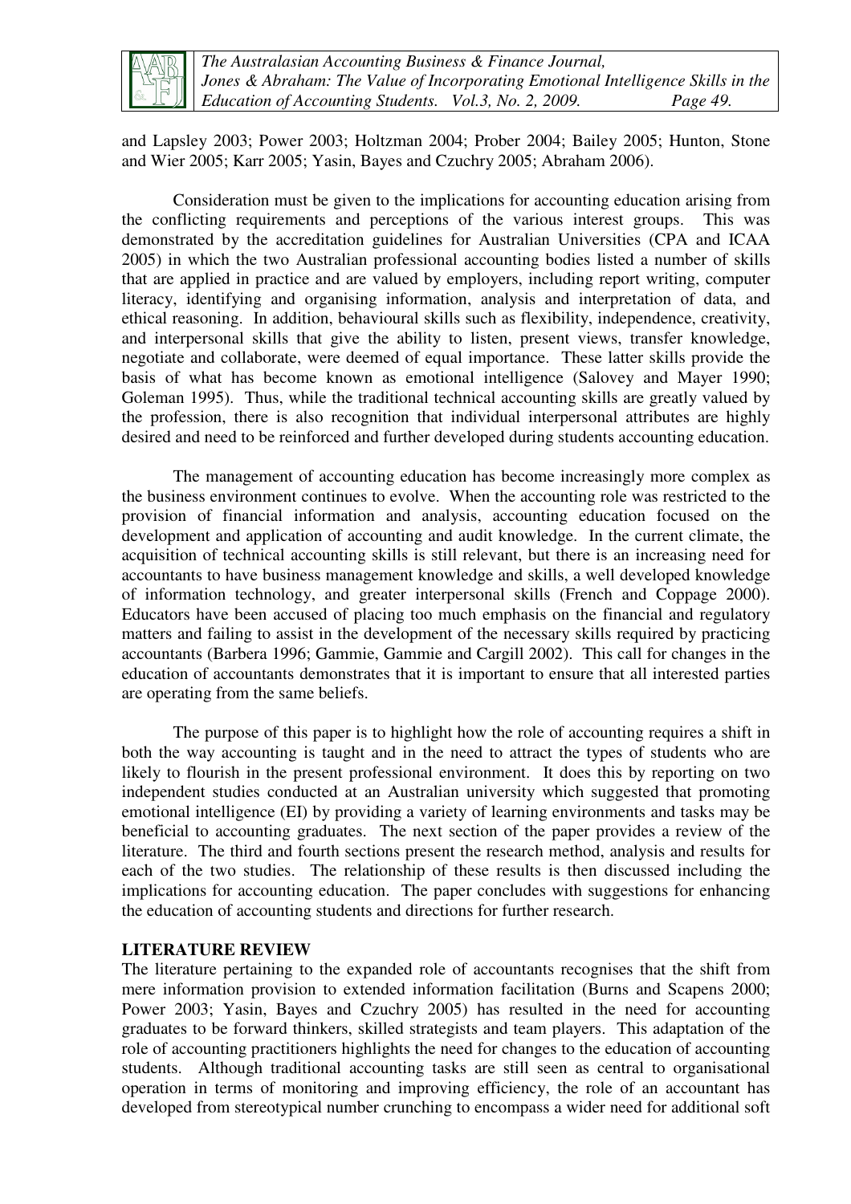and Lapsley 2003; Power 2003; Holtzman 2004; Prober 2004; Bailey 2005; Hunton, Stone and Wier 2005; Karr 2005; Yasin, Bayes and Czuchry 2005; Abraham 2006).

Consideration must be given to the implications for accounting education arising from the conflicting requirements and perceptions of the various interest groups. This was demonstrated by the accreditation guidelines for Australian Universities (CPA and ICAA 2005) in which the two Australian professional accounting bodies listed a number of skills that are applied in practice and are valued by employers, including report writing, computer literacy, identifying and organising information, analysis and interpretation of data, and ethical reasoning. In addition, behavioural skills such as flexibility, independence, creativity, and interpersonal skills that give the ability to listen, present views, transfer knowledge, negotiate and collaborate, were deemed of equal importance. These latter skills provide the basis of what has become known as emotional intelligence (Salovey and Mayer 1990; Goleman 1995). Thus, while the traditional technical accounting skills are greatly valued by the profession, there is also recognition that individual interpersonal attributes are highly desired and need to be reinforced and further developed during students accounting education.

The management of accounting education has become increasingly more complex as the business environment continues to evolve. When the accounting role was restricted to the provision of financial information and analysis, accounting education focused on the development and application of accounting and audit knowledge. In the current climate, the acquisition of technical accounting skills is still relevant, but there is an increasing need for accountants to have business management knowledge and skills, a well developed knowledge of information technology, and greater interpersonal skills (French and Coppage 2000). Educators have been accused of placing too much emphasis on the financial and regulatory matters and failing to assist in the development of the necessary skills required by practicing accountants (Barbera 1996; Gammie, Gammie and Cargill 2002). This call for changes in the education of accountants demonstrates that it is important to ensure that all interested parties are operating from the same beliefs.

The purpose of this paper is to highlight how the role of accounting requires a shift in both the way accounting is taught and in the need to attract the types of students who are likely to flourish in the present professional environment. It does this by reporting on two independent studies conducted at an Australian university which suggested that promoting emotional intelligence (EI) by providing a variety of learning environments and tasks may be beneficial to accounting graduates. The next section of the paper provides a review of the literature. The third and fourth sections present the research method, analysis and results for each of the two studies. The relationship of these results is then discussed including the implications for accounting education. The paper concludes with suggestions for enhancing the education of accounting students and directions for further research.

## LITERATURE REVIEW

The literature pertaining to the expanded role of accountants recognises that the shift from mere information provision to extended information facilitation (Burns and Scapens 2000; Power 2003; Yasin, Bayes and Czuchry 2005) has resulted in the need for accounting graduates to be forward thinkers, skilled strategists and team players. This adaptation of the role of accounting practitioners highlights the need for changes to the education of accounting students. Although traditional accounting tasks are still seen as central to organisational operation in terms of monitoring and improving efficiency, the role of an accountant has developed from stereotypical number crunching to encompass a wider need for additional soft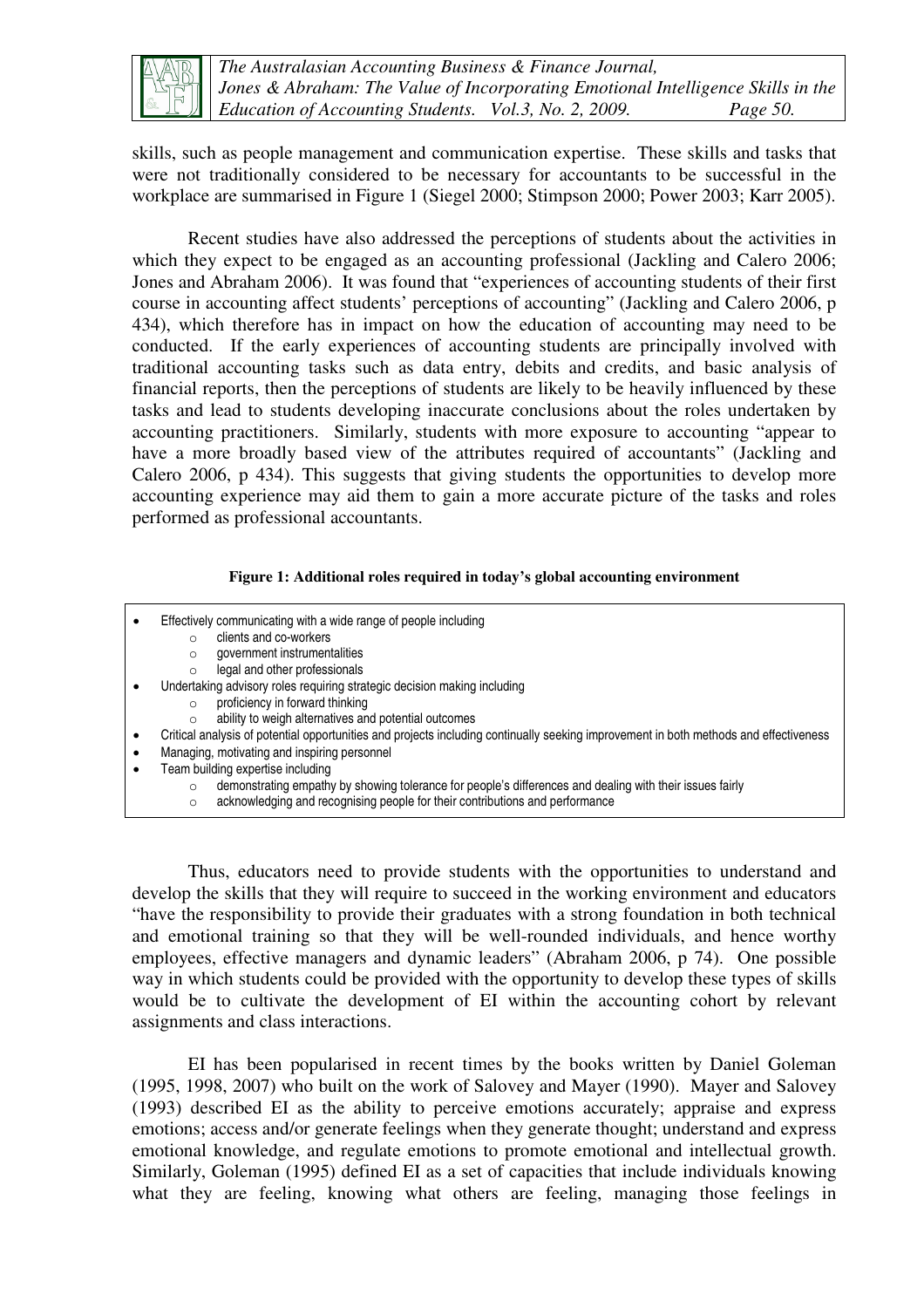skills, such as people management and communication expertise. These skills and tasks that were not traditionally considered to be necessary for accountants to be successful in the workplace are summarised in Figure 1 (Siegel 2000; Stimpson 2000; Power 2003; Karr 2005).

Recent studies have also addressed the perceptions of students about the activities in which they expect to be engaged as an accounting professional (Jackling and Calero 2006; Jones and Abraham 2006). It was found that "experiences of accounting students of their first course in accounting affect students' perceptions of accounting" (Jackling and Calero 2006, p 434), which therefore has in impact on how the education of accounting may need to be conducted. If the early experiences of accounting students are principally involved with traditional accounting tasks such as data entry, debits and credits, and basic analysis of financial reports, then the perceptions of students are likely to be heavily influenced by these tasks and lead to students developing inaccurate conclusions about the roles undertaken by accounting practitioners. Similarly, students with more exposure to accounting "appear to have a more broadly based view of the attributes required of accountants" (Jackling and Calero 2006, p 434). This suggests that giving students the opportunities to develop more accounting experience may aid them to gain a more accurate picture of the tasks and roles performed as professional accountants.

**Figure 1: Additional roles required in today's global accounting environment**

- Effectively communicating with a wide range of people including
  - clients and co-workers
  - government instrumentalities
  - legal and other professionals
- Undertaking advisory roles requiring strategic decision making including
  - proficiency in forward thinking
  - ability to weigh alternatives and potential outcomes
- Critical analysis of potential opportunities and projects including continually seeking improvement in both methods and effectiveness
- Managing, motivating and inspiring personnel
- Team building expertise including
  - demonstrating empathy by showing tolerance for people's differences and dealing with their issues fairly
  - acknowledging and recognising people for their contributions and performance

Thus, educators need to provide students with the opportunities to understand and develop the skills that they will require to succeed in the working environment and educators "have the responsibility to provide their graduates with a strong foundation in both technical and emotional training so that they will be well-rounded individuals, and hence worthy employees, effective managers and dynamic leaders" (Abraham 2006, p 74). One possible way in which students could be provided with the opportunity to develop these types of skills would be to cultivate the development of EI within the accounting cohort by relevant assignments and class interactions.

EI has been popularised in recent times by the books written by Daniel Goleman (1995, 1998, 2007) who built on the work of Salovey and Mayer (1990). Mayer and Salovey (1993) described EI as the ability to perceive emotions accurately; appraise and express emotions; access and/or generate feelings when they generate thought; understand and express emotional knowledge, and regulate emotions to promote emotional and intellectual growth. Similarly, Goleman (1995) defined EI as a set of capacities that include individuals knowing what they are feeling, knowing what others are feeling, managing those feelings in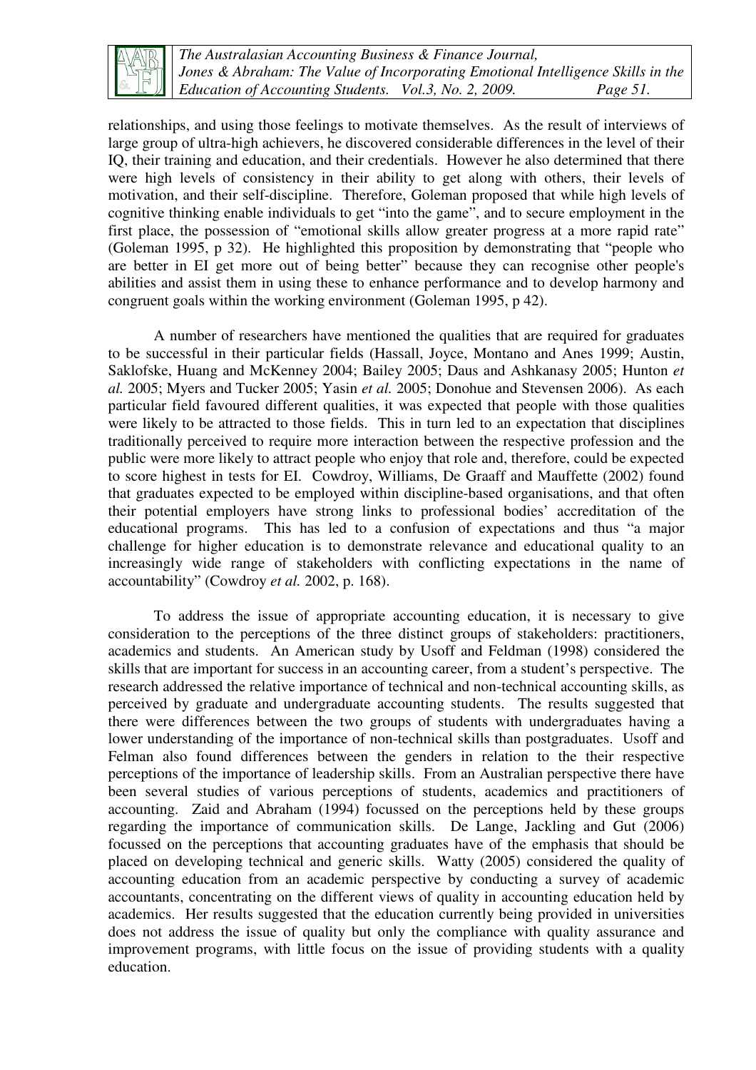relationships, and using those feelings to motivate themselves. As the result of interviews of large group of ultra-high achievers, he discovered considerable differences in the level of their IQ, their training and education, and their credentials. However he also determined that there were high levels of consistency in their ability to get along with others, their levels of motivation, and their self-discipline. Therefore, Goleman proposed that while high levels of cognitive thinking enable individuals to get "into the game", and to secure employment in the first place, the possession of "emotional skills allow greater progress at a more rapid rate" (Goleman 1995, p 32). He highlighted this proposition by demonstrating that "people who are better in EI get more out of being better" because they can recognise other people's abilities and assist them in using these to enhance performance and to develop harmony and congruent goals within the working environment (Goleman 1995, p 42).

A number of researchers have mentioned the qualities that are required for graduates to be successful in their particular fields (Hassall, Joyce, Montano and Anes 1999; Austin, Saklofske, Huang and McKenney 2004; Bailey 2005; Daus and Ashkanasy 2005; Hunton *et al.* 2005; Myers and Tucker 2005; Yasin *et al.* 2005; Donohue and Stevensen 2006). As each particular field favoured different qualities, it was expected that people with those qualities were likely to be attracted to those fields. This in turn led to an expectation that disciplines traditionally perceived to require more interaction between the respective profession and the public were more likely to attract people who enjoy that role and, therefore, could be expected to score highest in tests for EI. Cowdroy, Williams, De Graaff and Mauffette (2002) found that graduates expected to be employed within discipline-based organisations, and that often their potential employers have strong links to professional bodies' accreditation of the educational programs. This has led to a confusion of expectations and thus "a major challenge for higher education is to demonstrate relevance and educational quality to an increasingly wide range of stakeholders with conflicting expectations in the name of accountability" (Cowdroy *et al.* 2002, p. 168).

To address the issue of appropriate accounting education, it is necessary to give consideration to the perceptions of the three distinct groups of stakeholders: practitioners, academics and students. An American study by Usoff and Feldman (1998) considered the skills that are important for success in an accounting career, from a student's perspective. The research addressed the relative importance of technical and non-technical accounting skills, as perceived by graduate and undergraduate accounting students. The results suggested that there were differences between the two groups of students with undergraduates having a lower understanding of the importance of non-technical skills than postgraduates. Usoff and Felman also found differences between the genders in relation to the their respective perceptions of the importance of leadership skills. From an Australian perspective there have been several studies of various perceptions of students, academics and practitioners of accounting. Zaid and Abraham (1994) focussed on the perceptions held by these groups regarding the importance of communication skills. De Lange, Jackling and Gut (2006) focussed on the perceptions that accounting graduates have of the emphasis that should be placed on developing technical and generic skills. Watty (2005) considered the quality of accounting education from an academic perspective by conducting a survey of academic accountants, concentrating on the different views of quality in accounting education held by academics. Her results suggested that the education currently being provided in universities does not address the issue of quality but only the compliance with quality assurance and improvement programs, with little focus on the issue of providing students with a quality education.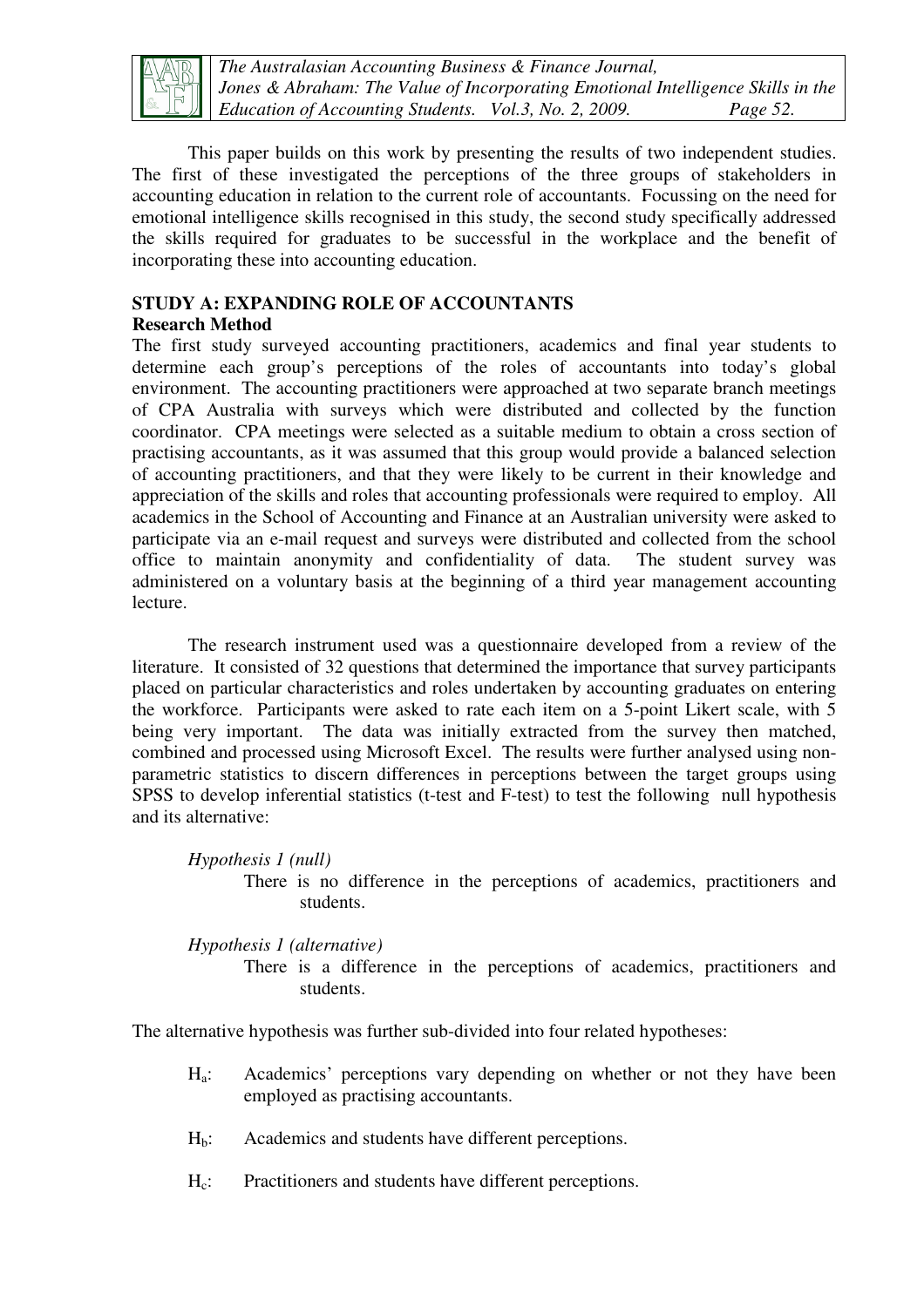This paper builds on this work by presenting the results of two independent studies. The first of these investigated the perceptions of the three groups of stakeholders in accounting education in relation to the current role of accountants. Focussing on the need for emotional intelligence skills recognised in this study, the second study specifically addressed the skills required for graduates to be successful in the workplace and the benefit of incorporating these into accounting education.

## STUDY A: EXPANDING ROLE OF ACCOUNTANTS

### Research Method

The first study surveyed accounting practitioners, academics and final year students to determine each group's perceptions of the roles of accountants into today's global environment. The accounting practitioners were approached at two separate branch meetings of CPA Australia with surveys which were distributed and collected by the function coordinator. CPA meetings were selected as a suitable medium to obtain a cross section of practising accountants, as it was assumed that this group would provide a balanced selection of accounting practitioners, and that they were likely to be current in their knowledge and appreciation of the skills and roles that accounting professionals were required to employ. All academics in the School of Accounting and Finance at an Australian university were asked to participate via an e-mail request and surveys were distributed and collected from the school office to maintain anonymity and confidentiality of data. The student survey was administered on a voluntary basis at the beginning of a third year management accounting lecture.

The research instrument used was a questionnaire developed from a review of the literature. It consisted of 32 questions that determined the importance that survey participants placed on particular characteristics and roles undertaken by accounting graduates on entering the workforce. Participants were asked to rate each item on a 5-point Likert scale, with 5 being very important. The data was initially extracted from the survey then matched, combined and processed using Microsoft Excel. The results were further analysed using non-parametric statistics to discern differences in perceptions between the target groups using SPSS to develop inferential statistics (t-test and F-test) to test the following null hypothesis and its alternative:

*Hypothesis 1 (null)*

There is no difference in the perceptions of academics, practitioners and students.

*Hypothesis 1 (alternative)*

There is a difference in the perceptions of academics, practitioners and students.

The alternative hypothesis was further sub-divided into four related hypotheses:

- $H_a$: Academics' perceptions vary depending on whether or not they have been employed as practising accountants.
- $H_b$: Academics and students have different perceptions.
- $H_c$: Practitioners and students have different perceptions.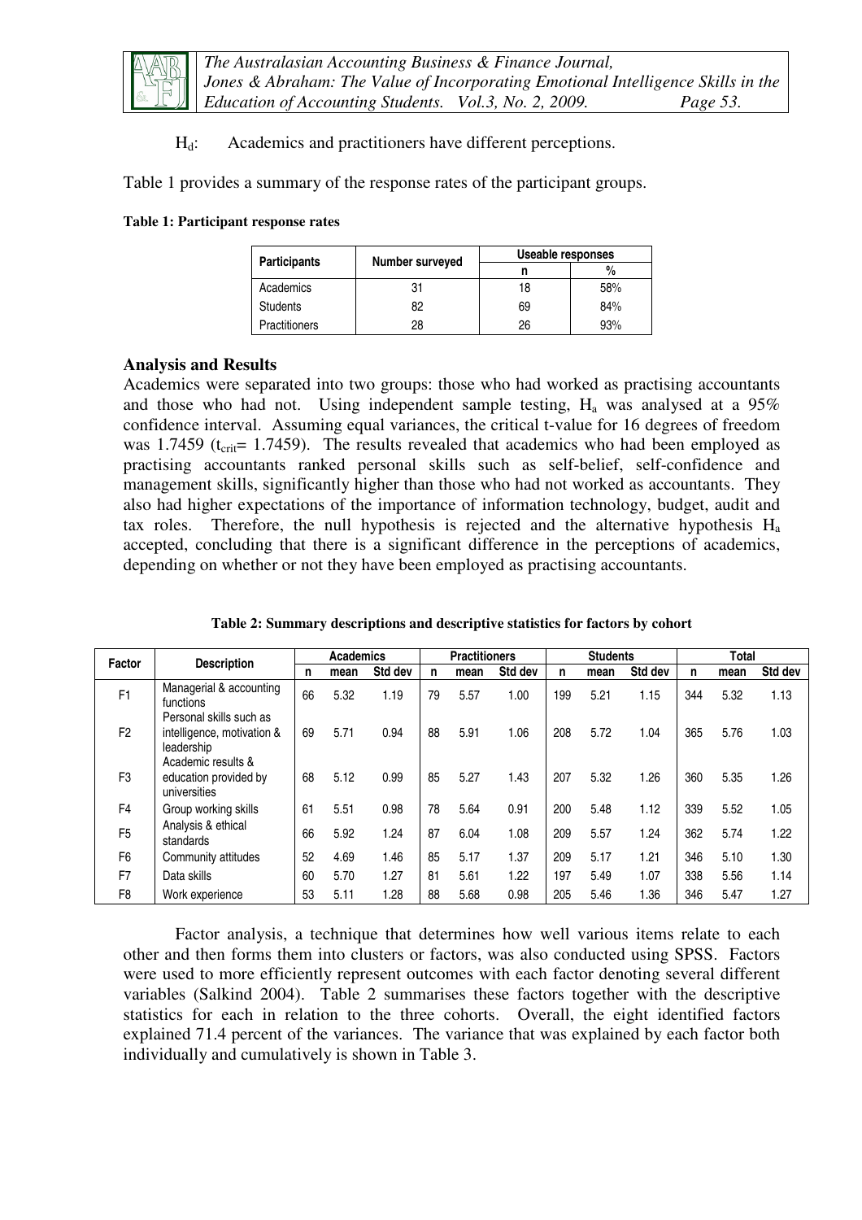$H_d$: Academics and practitioners have different perceptions.

Table 1 provides a summary of the response rates of the participant groups.

**Table 1: Participant response rates**

| Participants | Number surveyed | Useable responses | |
|---|---|---|---|
| | | n | % |
| Academics | 31 | 18 | 58% |
| Students | 82 | 69 | 84% |
| Practitioners | 28 | 26 | 93% |

## Analysis and Results

Academics were separated into two groups: those who had worked as practising accountants and those who had not. Using independent sample testing, $H_a$ was analysed at a 95% confidence interval. Assuming equal variances, the critical t-value for 16 degrees of freedom was 1.7459 ($t_{crit}$= 1.7459). The results revealed that academics who had been employed as practising accountants ranked personal skills such as self-belief, self-confidence and management skills, significantly higher than those who had not worked as accountants. They also had higher expectations of the importance of information technology, budget, audit and tax roles. Therefore, the null hypothesis is rejected and the alternative hypothesis $H_a$ accepted, concluding that there is a significant difference in the perceptions of academics, depending on whether or not they have been employed as practising accountants.

**Table 2: Summary descriptions and descriptive statistics for factors by cohort**

| Factor | Description | Academics | | | Practitioners | | | Students | | | Total | | |
|---|---|---|---|---|---|---|---|---|---|---|---|---|---|
| | | n | mean | Std dev | n | mean | Std dev | n | mean | Std dev | n | mean | Std dev |
| F1 | Managerial & accounting functions | 66 | 5.32 | 1.19 | 79 | 5.57 | 1.00 | 199 | 5.21 | 1.15 | 344 | 5.32 | 1.13 |
| F2 | Personal skills such as intelligence, motivation & leadership | 69 | 5.71 | 0.94 | 88 | 5.91 | 1.06 | 208 | 5.72 | 1.04 | 365 | 5.76 | 1.03 |
| F3 | Academic results & education provided by universities | 68 | 5.12 | 0.99 | 85 | 5.27 | 1.43 | 207 | 5.32 | 1.26 | 360 | 5.35 | 1.26 |
| F4 | Group working skills | 61 | 5.51 | 0.98 | 78 | 5.64 | 0.91 | 200 | 5.48 | 1.12 | 339 | 5.52 | 1.05 |
| F5 | Analysis & ethical standards | 66 | 5.92 | 1.24 | 87 | 6.04 | 1.08 | 209 | 5.57 | 1.24 | 362 | 5.74 | 1.22 |
| F6 | Community attitudes | 52 | 4.69 | 1.46 | 85 | 5.17 | 1.37 | 209 | 5.17 | 1.21 | 346 | 5.10 | 1.30 |
| F7 | Data skills | 60 | 5.70 | 1.27 | 81 | 5.61 | 1.22 | 197 | 5.49 | 1.07 | 338 | 5.56 | 1.14 |
| F8 | Work experience | 53 | 5.11 | 1.28 | 88 | 5.68 | 0.98 | 205 | 5.46 | 1.36 | 346 | 5.47 | 1.27 |

Factor analysis, a technique that determines how well various items relate to each other and then forms them into clusters or factors, was also conducted using SPSS. Factors were used to more efficiently represent outcomes with each factor denoting several different variables (Salkind 2004). Table 2 summarises these factors together with the descriptive statistics for each in relation to the three cohorts. Overall, the eight identified factors explained 71.4 percent of the variances. The variance that was explained by each factor both individually and cumulatively is shown in Table 3.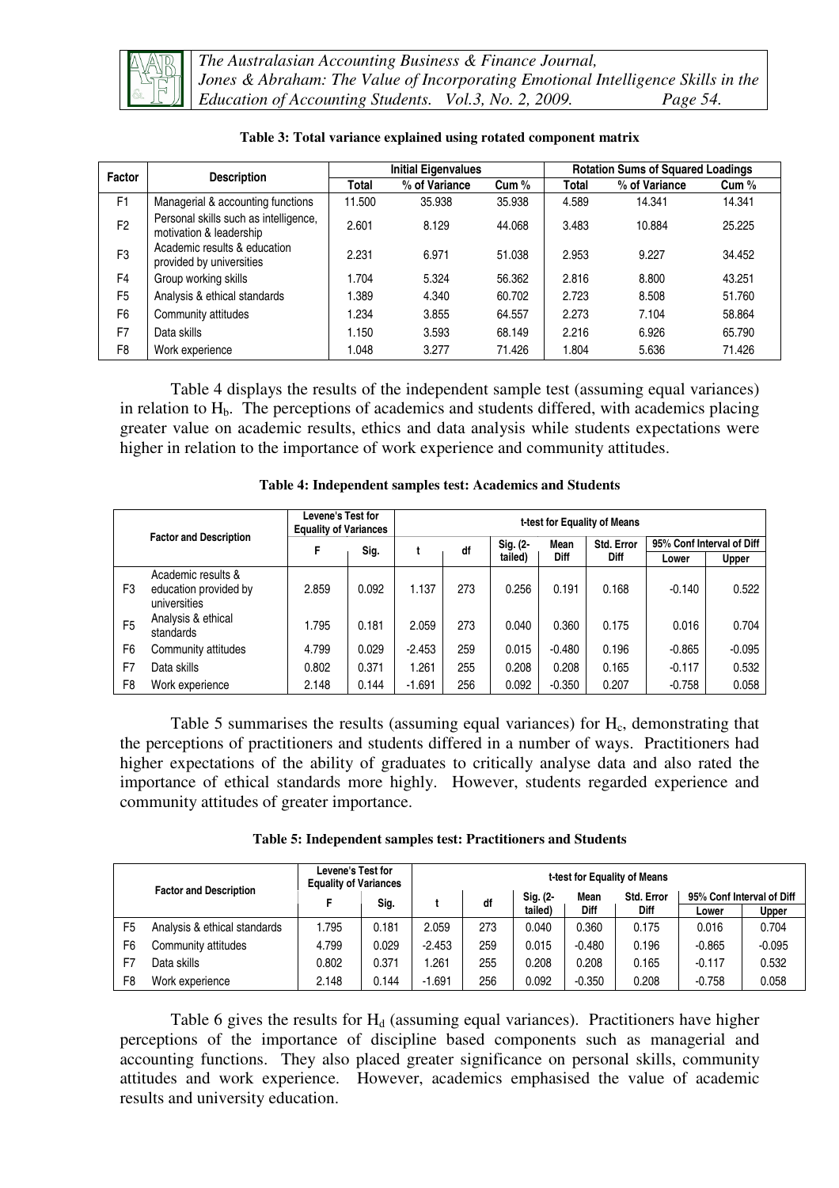**Table 3: Total variance explained using rotated component matrix**

| Factor | Description | Initial Eigenvalues | | | Rotation Sums of Squared Loadings | | |
|---|---|---|---|---|---|---|---|
| | | Total | % of Variance | Cum % | Total | % of Variance | Cum % |
| F1 | Managerial & accounting functions | 11.500 | 35.938 | 35.938 | 4.589 | 14.341 | 14.341 |
| F2 | Personal skills such as intelligence, motivation & leadership | 2.601 | 8.129 | 44.068 | 3.483 | 10.884 | 25.225 |
| F3 | Academic results & education provided by universities | 2.231 | 6.971 | 51.038 | 2.953 | 9.227 | 34.452 |
| F4 | Group working skills | 1.704 | 5.324 | 56.362 | 2.816 | 8.800 | 43.251 |
| F5 | Analysis & ethical standards | 1.389 | 4.340 | 60.702 | 2.723 | 8.508 | 51.760 |
| F6 | Community attitudes | 1.234 | 3.855 | 64.557 | 2.273 | 7.104 | 58.864 |
| F7 | Data skills | 1.150 | 3.593 | 68.149 | 2.216 | 6.926 | 65.790 |
| F8 | Work experience | 1.048 | 3.277 | 71.426 | 1.804 | 5.636 | 71.426 |

Table 4 displays the results of the independent sample test (assuming equal variances) in relation to $H_b$. The perceptions of academics and students differed, with academics placing greater value on academic results, ethics and data analysis while students expectations were higher in relation to the importance of work experience and community attitudes.

**Table 4: Independent samples test: Academics and Students**

| Factor and Description | | Levene's Test for Equality of Variances | | t-test for Equality of Means | | | | | | |
|---|---|---|---|---|---|---|---|---|---|---|
| | | F | Sig. | t | df | Sig. (2-tailed) | Mean Diff | Std. Error Diff | 95% Conf Interval of Diff Lower | 95% Conf Interval of Diff Upper |
| F3 | Academic results & education provided by universities | 2.859 | 0.092 | 1.137 | 273 | 0.256 | 0.191 | 0.168 | -0.140 | 0.522 |
| F5 | Analysis & ethical standards | 1.795 | 0.181 | 2.059 | 273 | 0.040 | 0.360 | 0.175 | 0.016 | 0.704 |
| F6 | Community attitudes | 4.799 | 0.029 | -2.453 | 259 | 0.015 | -0.480 | 0.196 | -0.865 | -0.095 |
| F7 | Data skills | 0.802 | 0.371 | 1.261 | 255 | 0.208 | 0.208 | 0.165 | -0.117 | 0.532 |
| F8 | Work experience | 2.148 | 0.144 | -1.691 | 256 | 0.092 | -0.350 | 0.207 | -0.758 | 0.058 |

Table 5 summarises the results (assuming equal variances) for $H_c$, demonstrating that the perceptions of practitioners and students differed in a number of ways. Practitioners had higher expectations of the ability of graduates to critically analyse data and also rated the importance of ethical standards more highly. However, students regarded experience and community attitudes of greater importance.

**Table 5: Independent samples test: Practitioners and Students**

| Factor and Description | | Levene's Test for Equality of Variances | | t-test for Equality of Means | | | | | | |
|---|---|---|---|---|---|---|---|---|---|---|
| | | F | Sig. | t | df | Sig. (2-tailed) | Mean Diff | Std. Error Diff | 95% Conf Interval of Diff Lower | 95% Conf Interval of Diff Upper |
| F5 | Analysis & ethical standards | 1.795 | 0.181 | 2.059 | 273 | 0.040 | 0.360 | 0.175 | 0.016 | 0.704 |
| F6 | Community attitudes | 4.799 | 0.029 | -2.453 | 259 | 0.015 | -0.480 | 0.196 | -0.865 | -0.095 |
| F7 | Data skills | 0.802 | 0.371 | 1.261 | 255 | 0.208 | 0.208 | 0.165 | -0.117 | 0.532 |
| F8 | Work experience | 2.148 | 0.144 | -1.691 | 256 | 0.092 | -0.350 | 0.208 | -0.758 | 0.058 |

Table 6 gives the results for $H_d$ (assuming equal variances). Practitioners have higher perceptions of the importance of discipline based components such as managerial and accounting functions. They also placed greater significance on personal skills, community attitudes and work experience. However, academics emphasised the value of academic results and university education.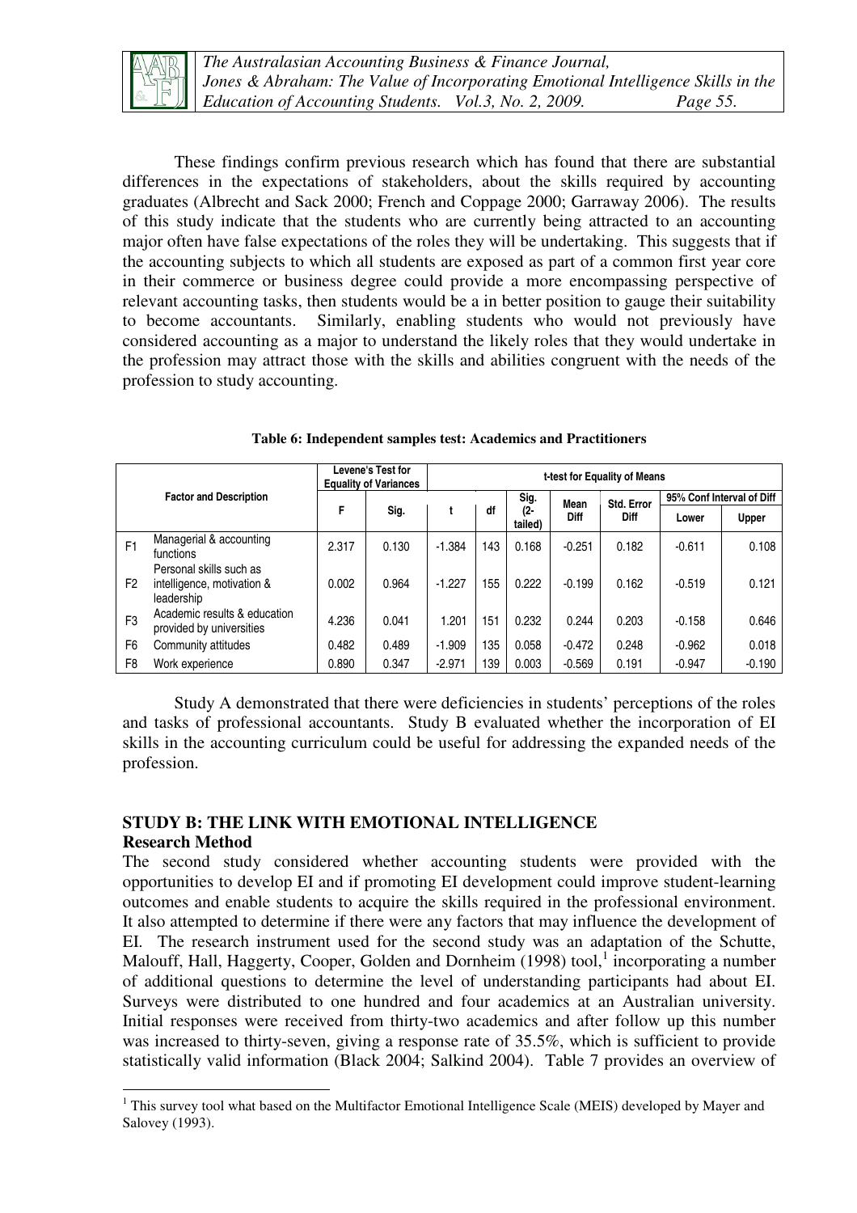These findings confirm previous research which has found that there are substantial differences in the expectations of stakeholders, about the skills required by accounting graduates (Albrecht and Sack 2000; French and Coppage 2000; Garraway 2006). The results of this study indicate that the students who are currently being attracted to an accounting major often have false expectations of the roles they will be undertaking. This suggests that if the accounting subjects to which all students are exposed as part of a common first year core in their commerce or business degree could provide a more encompassing perspective of relevant accounting tasks, then students would be a in better position to gauge their suitability to become accountants. Similarly, enabling students who would not previously have considered accounting as a major to understand the likely roles that they would undertake in the profession may attract those with the skills and abilities congruent with the needs of the profession to study accounting.

**Table 6: Independent samples test: Academics and Practitioners**

| Factor and Description | | Levene's Test for Equality of Variances | | t-test for Equality of Means | | | | | | |
|---|---|---|---|---|---|---|---|---|---|---|
| | | F | Sig. | t | df | Sig. (2-tailed) | Mean Diff | Std. Error Diff | 95% Conf Interval of Diff Lower | 95% Conf Interval of Diff Upper |
| F1 | Managerial & accounting functions | 2.317 | 0.130 | -1.384 | 143 | 0.168 | -0.251 | 0.182 | -0.611 | 0.108 |
| F2 | Personal skills such as intelligence, motivation & leadership | 0.002 | 0.964 | -1.227 | 155 | 0.222 | -0.199 | 0.162 | -0.519 | 0.121 |
| F3 | Academic results & education provided by universities | 4.236 | 0.041 | 1.201 | 151 | 0.232 | 0.244 | 0.203 | -0.158 | 0.646 |
| F6 | Community attitudes | 0.482 | 0.489 | -1.909 | 135 | 0.058 | -0.472 | 0.248 | -0.962 | 0.018 |
| F8 | Work experience | 0.890 | 0.347 | -2.971 | 139 | 0.003 | -0.569 | 0.191 | -0.947 | -0.190 |

Study A demonstrated that there were deficiencies in students' perceptions of the roles and tasks of professional accountants. Study B evaluated whether the incorporation of EI skills in the accounting curriculum could be useful for addressing the expanded needs of the profession.

## STUDY B: THE LINK WITH EMOTIONAL INTELLIGENCE

### Research Method

The second study considered whether accounting students were provided with the opportunities to develop EI and if promoting EI development could improve student-learning outcomes and enable students to acquire the skills required in the professional environment. It also attempted to determine if there were any factors that may influence the development of EI. The research instrument used for the second study was an adaptation of the Schutte, Malouff, Hall, Haggerty, Cooper, Golden and Dornheim (1998) tool,[1] incorporating a number of additional questions to determine the level of understanding participants had about EI. Surveys were distributed to one hundred and four academics at an Australian university. Initial responses were received from thirty-two academics and after follow up this number was increased to thirty-seven, giving a response rate of 35.5%, which is sufficient to provide statistically valid information (Black 2004; Salkind 2004). Table 7 provides an overview of

[1] This survey tool what based on the Multifactor Emotional Intelligence Scale (MEIS) developed by Mayer and Salovey (1993).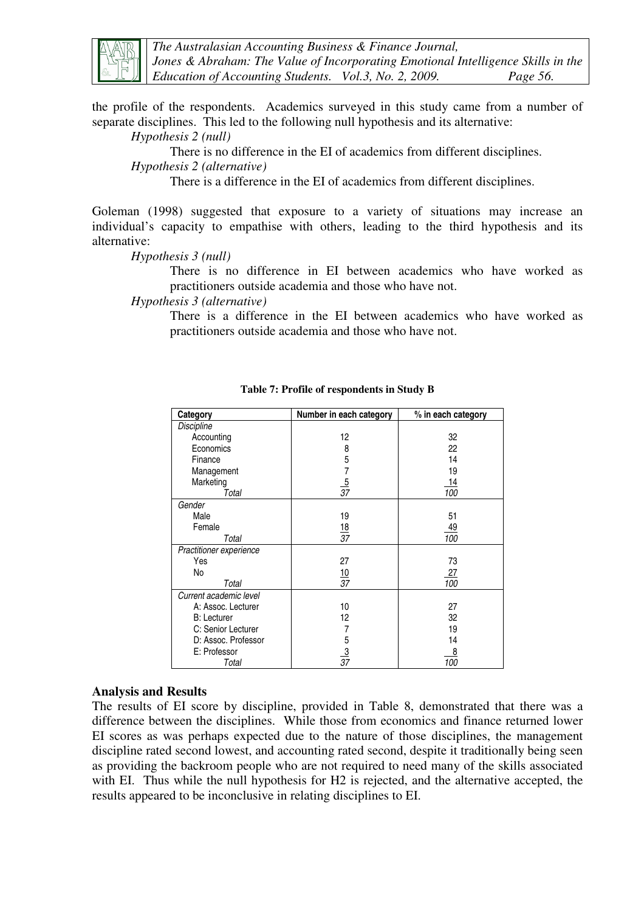the profile of the respondents. Academics surveyed in this study came from a number of separate disciplines. This led to the following null hypothesis and its alternative:

*Hypothesis 2 (null)*

There is no difference in the EI of academics from different disciplines.

*Hypothesis 2 (alternative)*

There is a difference in the EI of academics from different disciplines.

Goleman (1998) suggested that exposure to a variety of situations may increase an individual's capacity to empathise with others, leading to the third hypothesis and its alternative:

*Hypothesis 3 (null)*

There is no difference in EI between academics who have worked as practitioners outside academia and those who have not.

*Hypothesis 3 (alternative)*

There is a difference in the EI between academics who have worked as practitioners outside academia and those who have not.

**Table 7: Profile of respondents in Study B**

| Category | Number in each category | % in each category |
|---|---|---|
| *Discipline* | | |
| Accounting | 12 | 32 |
| Economics | 8 | 22 |
| Finance | 5 | 14 |
| Management | 7 | 19 |
| Marketing | 5 | 14 |
| *Total* | *37* | *100* |
| *Gender* | | |
| Male | 19 | 51 |
| Female | 18 | 49 |
| *Total* | *37* | *100* |
| *Practitioner experience* | | |
| Yes | 27 | 73 |
| No | 10 | 27 |
| *Total* | *37* | *100* |
| *Current academic level* | | |
| A: Assoc. Lecturer | 10 | 27 |
| B: Lecturer | 12 | 32 |
| C: Senior Lecturer | 7 | 19 |
| D: Assoc. Professor | 5 | 14 |
| E: Professor | 3 | 8 |
| *Total* | *37* | *100* |

## Analysis and Results

The results of EI score by discipline, provided in Table 8, demonstrated that there was a difference between the disciplines. While those from economics and finance returned lower EI scores as was perhaps expected due to the nature of those disciplines, the management discipline rated second lowest, and accounting rated second, despite it traditionally being seen as providing the backroom people who are not required to need many of the skills associated with EI. Thus while the null hypothesis for H2 is rejected, and the alternative accepted, the results appeared to be inconclusive in relating disciplines to EI.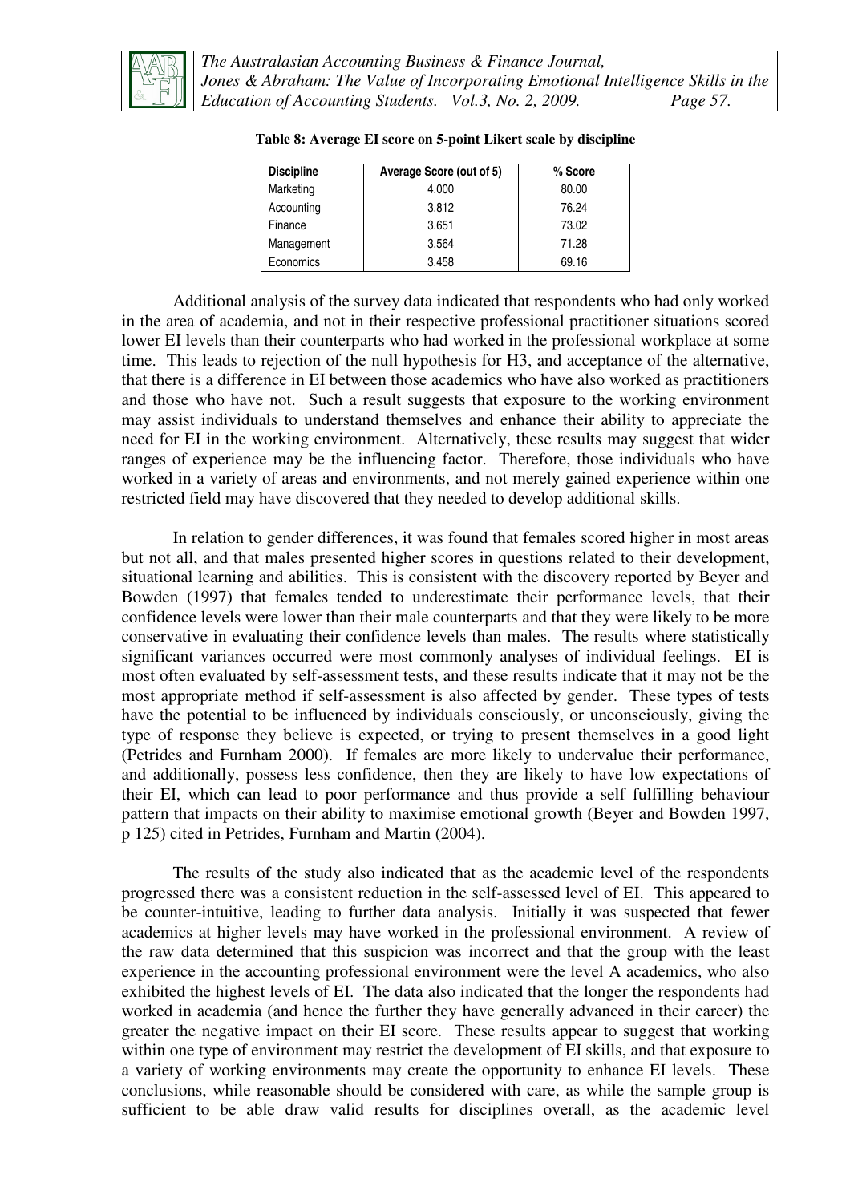**Table 8: Average EI score on 5-point Likert scale by discipline**

| Discipline | Average Score (out of 5) | % Score |
|---|---|---|
| Marketing | 4.000 | 80.00 |
| Accounting | 3.812 | 76.24 |
| Finance | 3.651 | 73.02 |
| Management | 3.564 | 71.28 |
| Economics | 3.458 | 69.16 |

Additional analysis of the survey data indicated that respondents who had only worked in the area of academia, and not in their respective professional practitioner situations scored lower EI levels than their counterparts who had worked in the professional workplace at some time. This leads to rejection of the null hypothesis for H3, and acceptance of the alternative, that there is a difference in EI between those academics who have also worked as practitioners and those who have not. Such a result suggests that exposure to the working environment may assist individuals to understand themselves and enhance their ability to appreciate the need for EI in the working environment. Alternatively, these results may suggest that wider ranges of experience may be the influencing factor. Therefore, those individuals who have worked in a variety of areas and environments, and not merely gained experience within one restricted field may have discovered that they needed to develop additional skills.

In relation to gender differences, it was found that females scored higher in most areas but not all, and that males presented higher scores in questions related to their development, situational learning and abilities. This is consistent with the discovery reported by Beyer and Bowden (1997) that females tended to underestimate their performance levels, that their confidence levels were lower than their male counterparts and that they were likely to be more conservative in evaluating their confidence levels than males. The results where statistically significant variances occurred were most commonly analyses of individual feelings. EI is most often evaluated by self-assessment tests, and these results indicate that it may not be the most appropriate method if self-assessment is also affected by gender. These types of tests have the potential to be influenced by individuals consciously, or unconsciously, giving the type of response they believe is expected, or trying to present themselves in a good light (Petrides and Furnham 2000). If females are more likely to undervalue their performance, and additionally, possess less confidence, then they are likely to have low expectations of their EI, which can lead to poor performance and thus provide a self fulfilling behaviour pattern that impacts on their ability to maximise emotional growth (Beyer and Bowden 1997, p 125) cited in Petrides, Furnham and Martin (2004).

The results of the study also indicated that as the academic level of the respondents progressed there was a consistent reduction in the self-assessed level of EI. This appeared to be counter-intuitive, leading to further data analysis. Initially it was suspected that fewer academics at higher levels may have worked in the professional environment. A review of the raw data determined that this suspicion was incorrect and that the group with the least experience in the accounting professional environment were the level A academics, who also exhibited the highest levels of EI. The data also indicated that the longer the respondents had worked in academia (and hence the further they have generally advanced in their career) the greater the negative impact on their EI score. These results appear to suggest that working within one type of environment may restrict the development of EI skills, and that exposure to a variety of working environments may create the opportunity to enhance EI levels. These conclusions, while reasonable should be considered with care, as while the sample group is sufficient to be able draw valid results for disciplines overall, as the academic level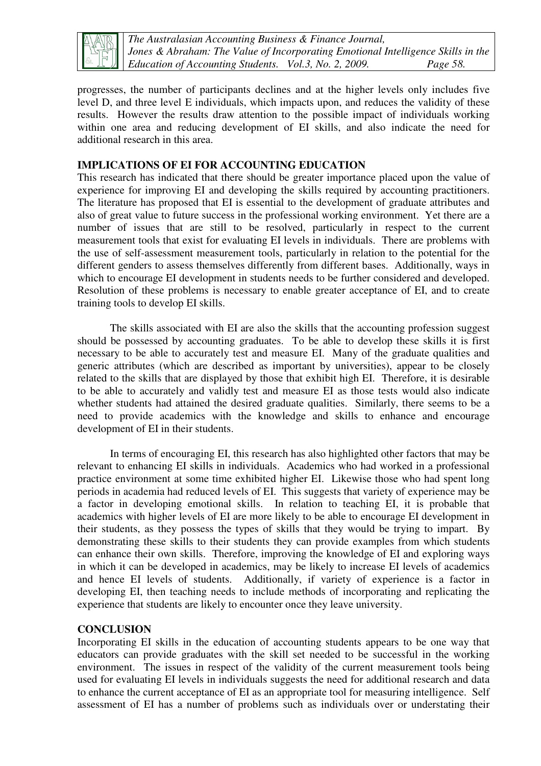progresses, the number of participants declines and at the higher levels only includes five level D, and three level E individuals, which impacts upon, and reduces the validity of these results. However the results draw attention to the possible impact of individuals working within one area and reducing development of EI skills, and also indicate the need for additional research in this area.

## IMPLICATIONS OF EI FOR ACCOUNTING EDUCATION

This research has indicated that there should be greater importance placed upon the value of experience for improving EI and developing the skills required by accounting practitioners. The literature has proposed that EI is essential to the development of graduate attributes and also of great value to future success in the professional working environment. Yet there are a number of issues that are still to be resolved, particularly in respect to the current measurement tools that exist for evaluating EI levels in individuals. There are problems with the use of self-assessment measurement tools, particularly in relation to the potential for the different genders to assess themselves differently from different bases. Additionally, ways in which to encourage EI development in students needs to be further considered and developed. Resolution of these problems is necessary to enable greater acceptance of EI, and to create training tools to develop EI skills.

The skills associated with EI are also the skills that the accounting profession suggest should be possessed by accounting graduates. To be able to develop these skills it is first necessary to be able to accurately test and measure EI. Many of the graduate qualities and generic attributes (which are described as important by universities), appear to be closely related to the skills that are displayed by those that exhibit high EI. Therefore, it is desirable to be able to accurately and validly test and measure EI as those tests would also indicate whether students had attained the desired graduate qualities. Similarly, there seems to be a need to provide academics with the knowledge and skills to enhance and encourage development of EI in their students.

In terms of encouraging EI, this research has also highlighted other factors that may be relevant to enhancing EI skills in individuals. Academics who had worked in a professional practice environment at some time exhibited higher EI. Likewise those who had spent long periods in academia had reduced levels of EI. This suggests that variety of experience may be a factor in developing emotional skills. In relation to teaching EI, it is probable that academics with higher levels of EI are more likely to be able to encourage EI development in their students, as they possess the types of skills that they would be trying to impart. By demonstrating these skills to their students they can provide examples from which students can enhance their own skills. Therefore, improving the knowledge of EI and exploring ways in which it can be developed in academics, may be likely to increase EI levels of academics and hence EI levels of students. Additionally, if variety of experience is a factor in developing EI, then teaching needs to include methods of incorporating and replicating the experience that students are likely to encounter once they leave university.

## CONCLUSION

Incorporating EI skills in the education of accounting students appears to be one way that educators can provide graduates with the skill set needed to be successful in the working environment. The issues in respect of the validity of the current measurement tools being used for evaluating EI levels in individuals suggests the need for additional research and data to enhance the current acceptance of EI as an appropriate tool for measuring intelligence. Self assessment of EI has a number of problems such as individuals over or understating their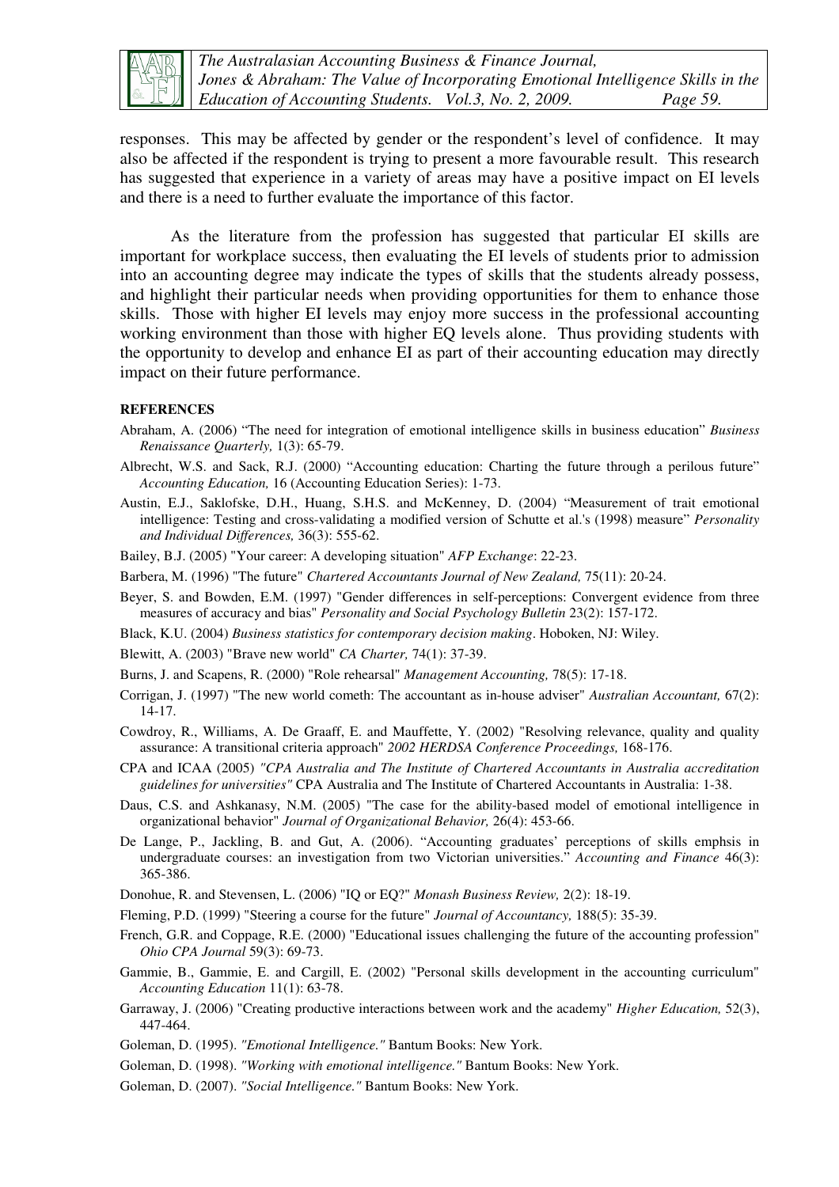responses. This may be affected by gender or the respondent's level of confidence. It may also be affected if the respondent is trying to present a more favourable result. This research has suggested that experience in a variety of areas may have a positive impact on EI levels and there is a need to further evaluate the importance of this factor.

As the literature from the profession has suggested that particular EI skills are important for workplace success, then evaluating the EI levels of students prior to admission into an accounting degree may indicate the types of skills that the students already possess, and highlight their particular needs when providing opportunities for them to enhance those skills. Those with higher EI levels may enjoy more success in the professional accounting working environment than those with higher EQ levels alone. Thus providing students with the opportunity to develop and enhance EI as part of their accounting education may directly impact on their future performance.

**REFERENCES**

Abraham, A. (2006) "The need for integration of emotional intelligence skills in business education" *Business Renaissance Quarterly,* 1(3): 65-79.

Albrecht, W.S. and Sack, R.J. (2000) "Accounting education: Charting the future through a perilous future" *Accounting Education,* 16 (Accounting Education Series): 1-73.

Austin, E.J., Saklofske, D.H., Huang, S.H.S. and McKenney, D. (2004) "Measurement of trait emotional intelligence: Testing and cross-validating a modified version of Schutte et al.'s (1998) measure" *Personality and Individual Differences,* 36(3): 555-62.

Bailey, B.J. (2005) "Your career: A developing situation" *AFP Exchange*: 22-23.

Barbera, M. (1996) "The future" *Chartered Accountants Journal of New Zealand,* 75(11): 20-24.

Beyer, S. and Bowden, E.M. (1997) "Gender differences in self-perceptions: Convergent evidence from three measures of accuracy and bias" *Personality and Social Psychology Bulletin* 23(2): 157-172.

Black, K.U. (2004) *Business statistics for contemporary decision making*. Hoboken, NJ: Wiley.

Blewitt, A. (2003) "Brave new world" *CA Charter,* 74(1): 37-39.

Burns, J. and Scapens, R. (2000) "Role rehearsal" *Management Accounting,* 78(5): 17-18.

Corrigan, J. (1997) "The new world cometh: The accountant as in-house adviser" *Australian Accountant,* 67(2): 14-17.

Cowdroy, R., Williams, A. De Graaff, E. and Mauffette, Y. (2002) "Resolving relevance, quality and quality assurance: A transitional criteria approach" *2002 HERDSA Conference Proceedings,* 168-176.

CPA and ICAA (2005) *"CPA Australia and The Institute of Chartered Accountants in Australia accreditation guidelines for universities"* CPA Australia and The Institute of Chartered Accountants in Australia: 1-38.

Daus, C.S. and Ashkanasy, N.M. (2005) "The case for the ability-based model of emotional intelligence in organizational behavior" *Journal of Organizational Behavior,* 26(4): 453-66.

De Lange, P., Jackling, B. and Gut, A. (2006). "Accounting graduates' perceptions of skills emphsis in undergraduate courses: an investigation from two Victorian universities." *Accounting and Finance* 46(3): 365-386.

Donohue, R. and Stevensen, L. (2006) "IQ or EQ?" *Monash Business Review,* 2(2): 18-19.

Fleming, P.D. (1999) "Steering a course for the future" *Journal of Accountancy,* 188(5): 35-39.

French, G.R. and Coppage, R.E. (2000) "Educational issues challenging the future of the accounting profession" *Ohio CPA Journal* 59(3): 69-73.

Gammie, B., Gammie, E. and Cargill, E. (2002) "Personal skills development in the accounting curriculum" *Accounting Education* 11(1): 63-78.

Garraway, J. (2006) "Creating productive interactions between work and the academy" *Higher Education,* 52(3), 447-464.

Goleman, D. (1995). *"Emotional Intelligence."* Bantum Books: New York.

Goleman, D. (1998). *"Working with emotional intelligence."* Bantum Books: New York.

Goleman, D. (2007). *"Social Intelligence."* Bantum Books: New York.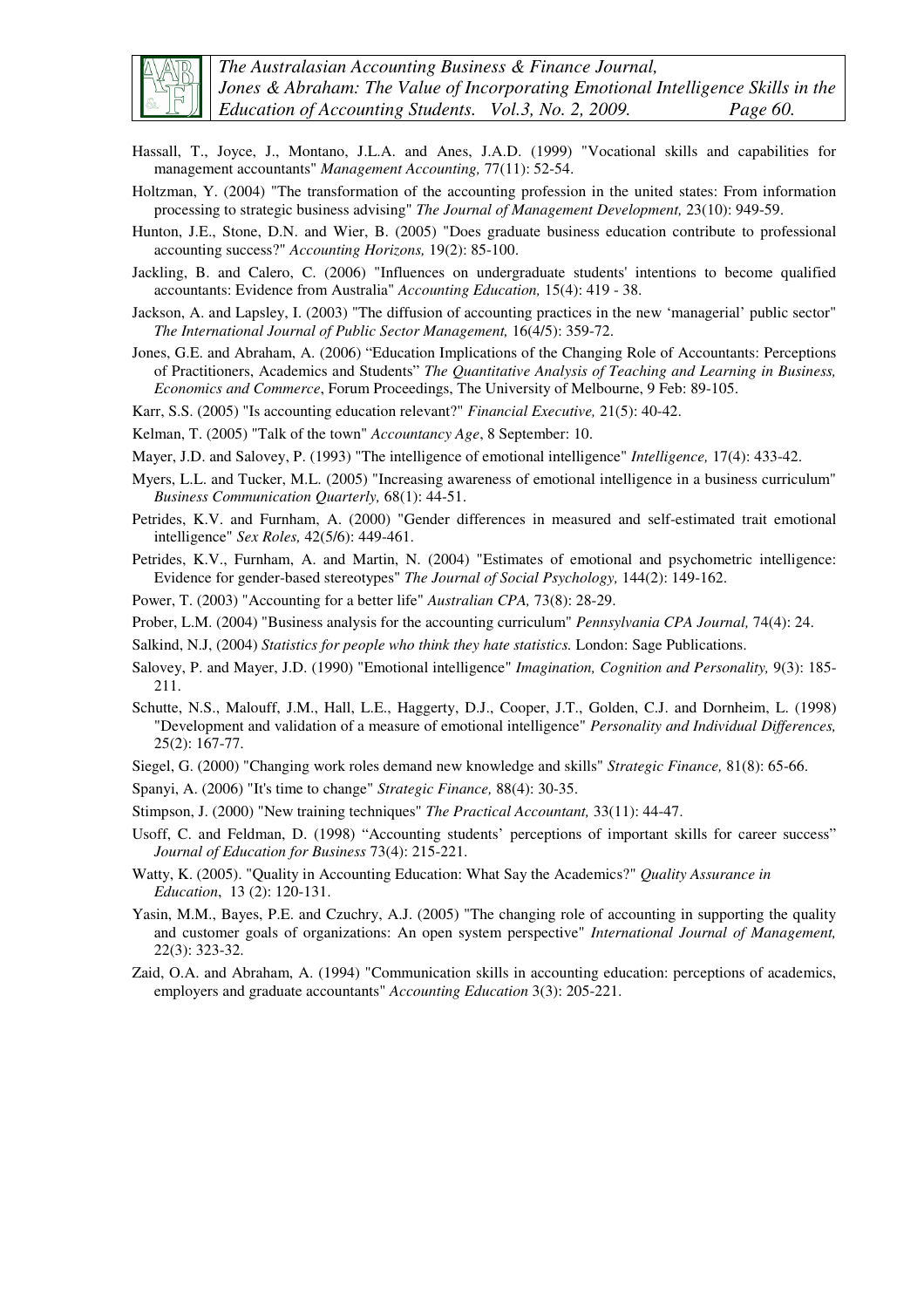Hassall, T., Joyce, J., Montano, J.L.A. and Anes, J.A.D. (1999) "Vocational skills and capabilities for management accountants" *Management Accounting,* 77(11): 52-54.

Holtzman, Y. (2004) "The transformation of the accounting profession in the united states: From information processing to strategic business advising" *The Journal of Management Development,* 23(10): 949-59.

Hunton, J.E., Stone, D.N. and Wier, B. (2005) "Does graduate business education contribute to professional accounting success?" *Accounting Horizons,* 19(2): 85-100.

Jackling, B. and Calero, C. (2006) "Influences on undergraduate students' intentions to become qualified accountants: Evidence from Australia" *Accounting Education,* 15(4): 419 - 38.

Jackson, A. and Lapsley, I. (2003) "The diffusion of accounting practices in the new 'managerial' public sector" *The International Journal of Public Sector Management,* 16(4/5): 359-72.

Jones, G.E. and Abraham, A. (2006) "Education Implications of the Changing Role of Accountants: Perceptions of Practitioners, Academics and Students" *The Quantitative Analysis of Teaching and Learning in Business, Economics and Commerce*, Forum Proceedings, The University of Melbourne, 9 Feb: 89-105.

Karr, S.S. (2005) "Is accounting education relevant?" *Financial Executive,* 21(5): 40-42.

Kelman, T. (2005) "Talk of the town" *Accountancy Age*, 8 September: 10.

Mayer, J.D. and Salovey, P. (1993) "The intelligence of emotional intelligence" *Intelligence,* 17(4): 433-42.

Myers, L.L. and Tucker, M.L. (2005) "Increasing awareness of emotional intelligence in a business curriculum" *Business Communication Quarterly,* 68(1): 44-51.

Petrides, K.V. and Furnham, A. (2000) "Gender differences in measured and self-estimated trait emotional intelligence" *Sex Roles,* 42(5/6): 449-461.

Petrides, K.V., Furnham, A. and Martin, N. (2004) "Estimates of emotional and psychometric intelligence: Evidence for gender-based stereotypes" *The Journal of Social Psychology,* 144(2): 149-162.

Power, T. (2003) "Accounting for a better life" *Australian CPA,* 73(8): 28-29.

Prober, L.M. (2004) "Business analysis for the accounting curriculum" *Pennsylvania CPA Journal,* 74(4): 24.

Salkind, N.J, (2004) *Statistics for people who think they hate statistics.* London: Sage Publications.

Salovey, P. and Mayer, J.D. (1990) "Emotional intelligence" *Imagination, Cognition and Personality,* 9(3): 185-211.

Schutte, N.S., Malouff, J.M., Hall, L.E., Haggerty, D.J., Cooper, J.T., Golden, C.J. and Dornheim, L. (1998) "Development and validation of a measure of emotional intelligence" *Personality and Individual Differences,* 25(2): 167-77.

Siegel, G. (2000) "Changing work roles demand new knowledge and skills" *Strategic Finance,* 81(8): 65-66.

Spanyi, A. (2006) "It's time to change" *Strategic Finance,* 88(4): 30-35.

Stimpson, J. (2000) "New training techniques" *The Practical Accountant,* 33(11): 44-47.

Usoff, C. and Feldman, D. (1998) "Accounting students' perceptions of important skills for career success" *Journal of Education for Business* 73(4): 215-221.

Watty, K. (2005). "Quality in Accounting Education: What Say the Academics?" *Quality Assurance in Education*, 13 (2): 120-131.

Yasin, M.M., Bayes, P.E. and Czuchry, A.J. (2005) "The changing role of accounting in supporting the quality and customer goals of organizations: An open system perspective" *International Journal of Management,* 22(3): 323-32.

Zaid, O.A. and Abraham, A. (1994) "Communication skills in accounting education: perceptions of academics, employers and graduate accountants" *Accounting Education* 3(3): 205-221.